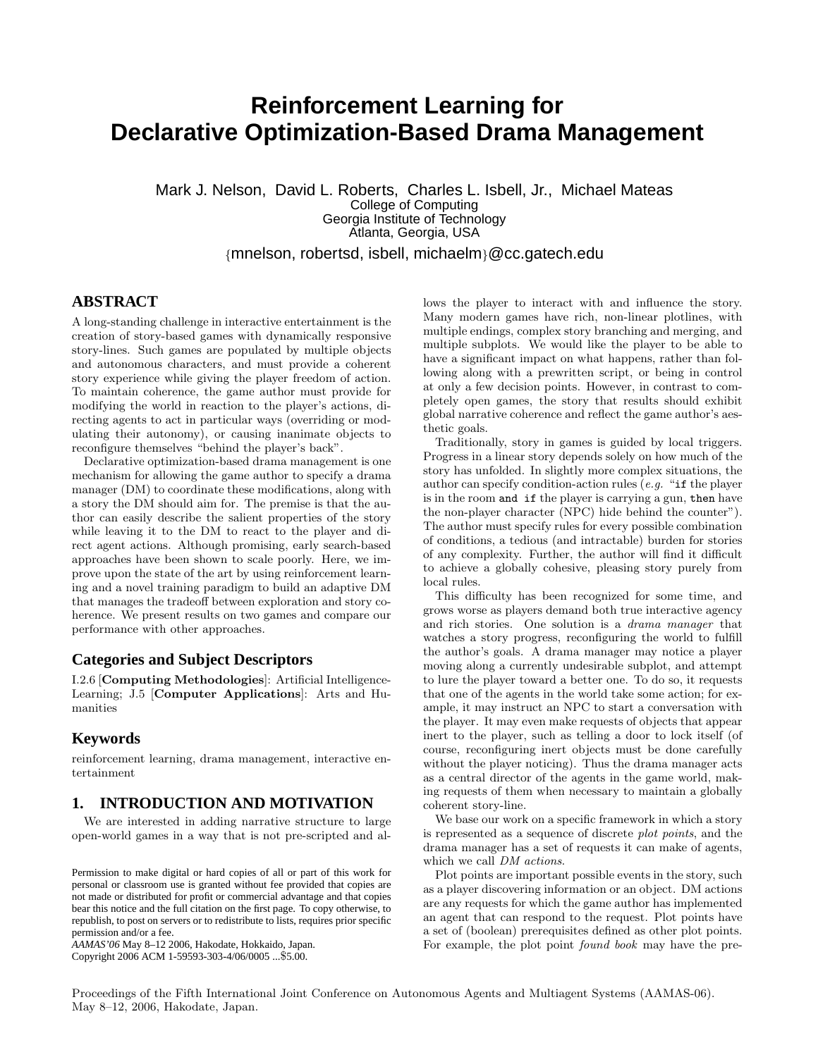# Reinforcement Learning for Declarative Optimization-Based Drama Management

Mark J. Nelson, David L. Roberts, Charles L. Isbell, Jr., Michael Mateas
College of Computing
Georgia Institute of Technology
Atlanta, Georgia, USA
{mnelson, robertsd, isbell, michaelm}@cc.gatech.edu

## ABSTRACT

A long-standing challenge in interactive entertainment is the creation of story-based games with dynamically responsive story-lines. Such games are populated by multiple objects and autonomous characters, and must provide a coherent story experience while giving the player freedom of action. To maintain coherence, the game author must provide for modifying the world in reaction to the player's actions, directing agents to act in particular ways (overriding or modulating their autonomy), or causing inanimate objects to reconfigure themselves "behind the player's back".

Declarative optimization-based drama management is one mechanism for allowing the game author to specify a drama manager (DM) to coordinate these modifications, along with a story the DM should aim for. The premise is that the author can easily describe the salient properties of the story while leaving it to the DM to react to the player and direct agent actions. Although promising, early search-based approaches have been shown to scale poorly. Here, we improve upon the state of the art by using reinforcement learning and a novel training paradigm to build an adaptive DM that manages the tradeoff between exploration and story coherence. We present results on two games and compare our performance with other approaches.

## Categories and Subject Descriptors

I.2.6 [**Computing Methodologies**]: Artificial Intelligence-Learning; J.5 [**Computer Applications**]: Arts and Humanities

## Keywords

reinforcement learning, drama management, interactive entertainment

## 1. INTRODUCTION AND MOTIVATION

We are interested in adding narrative structure to large open-world games in a way that is not pre-scripted and allows the player to interact with and influence the story. Many modern games have rich, non-linear plotlines, with multiple endings, complex story branching and merging, and multiple subplots. We would like the player to be able to have a significant impact on what happens, rather than following along with a prewritten script, or being in control at only a few decision points. However, in contrast to completely open games, the story that results should exhibit global narrative coherence and reflect the game author's aesthetic goals.

Traditionally, story in games is guided by local triggers. Progress in a linear story depends solely on how much of the story has unfolded. In slightly more complex situations, the author can specify condition-action rules (*e.g.* "`if` the player is in the room `and if` the player is carrying a gun, `then` have the non-player character (NPC) hide behind the counter"). The author must specify rules for every possible combination of conditions, a tedious (and intractable) burden for stories of any complexity. Further, the author will find it difficult to achieve a globally cohesive, pleasing story purely from local rules.

This difficulty has been recognized for some time, and grows worse as players demand both true interactive agency and rich stories. One solution is a *drama manager* that watches a story progress, reconfiguring the world to fulfill the author's goals. A drama manager may notice a player moving along a currently undesirable subplot, and attempt to lure the player toward a better one. To do so, it requests that one of the agents in the world take some action; for example, it may instruct an NPC to start a conversation with the player. It may even make requests of objects that appear inert to the player, such as telling a door to lock itself (of course, reconfiguring inert objects must be done carefully without the player noticing). Thus the drama manager acts as a central director of the agents in the game world, making requests of them when necessary to maintain a globally coherent story-line.

We base our work on a specific framework in which a story is represented as a sequence of discrete *plot points*, and the drama manager has a set of requests it can make of agents, which we call *DM actions*.

Plot points are important possible events in the story, such as a player discovering information or an object. DM actions are any requests for which the game author has implemented an agent that can respond to the request. Plot points have a set of (boolean) prerequisites defined as other plot points. For example, the plot point *found book* may have the pre-

Permission to make digital or hard copies of all or part of this work for personal or classroom use is granted without fee provided that copies are not made or distributed for profit or commercial advantage and that copies bear this notice and the full citation on the first page. To copy otherwise, to republish, to post on servers or to redistribute to lists, requires prior specific permission and/or a fee.
*AAMAS'06* May 8–12 2006, Hakodate, Hokkaido, Japan.
Copyright 2006 ACM 1-59593-303-4/06/0005 ...$5.00.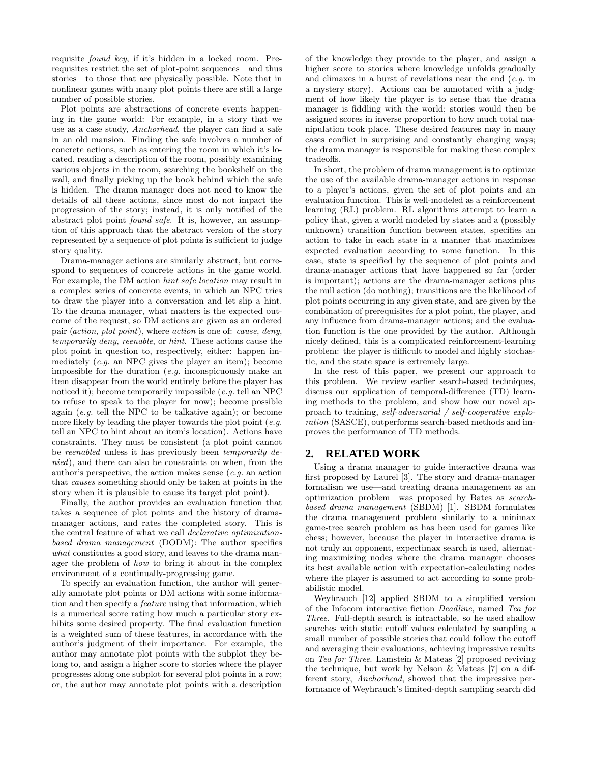requisite *found key*, if it's hidden in a locked room. Prerequisites restrict the set of plot-point sequences—and thus stories—to those that are physically possible. Note that in nonlinear games with many plot points there are still a large number of possible stories.

Plot points are abstractions of concrete events happening in the game world: For example, in a story that we use as a case study, *Anchorhead*, the player can find a safe in an old mansion. Finding the safe involves a number of concrete actions, such as entering the room in which it's located, reading a description of the room, possibly examining various objects in the room, searching the bookshelf on the wall, and finally picking up the book behind which the safe is hidden. The drama manager does not need to know the details of all these actions, since most do not impact the progression of the story; instead, it is only notified of the abstract plot point *found safe*. It is, however, an assumption of this approach that the abstract version of the story represented by a sequence of plot points is sufficient to judge story quality.

Drama-manager actions are similarly abstract, but correspond to sequences of concrete actions in the game world. For example, the DM action *hint safe location* may result in a complex series of concrete events, in which an NPC tries to draw the player into a conversation and let slip a hint. To the drama manager, what matters is the expected outcome of the request, so DM actions are given as an ordered pair (*action*, *plot point*), where *action* is one of: *cause*, *deny*, *temporarily deny*, *reenable*, or *hint*. These actions cause the plot point in question to, respectively, either: happen immediately (*e.g.* an NPC gives the player an item); become impossible for the duration (*e.g.* inconspicuously make an item disappear from the world entirely before the player has noticed it); become temporarily impossible (*e.g.* tell an NPC to refuse to speak to the player for now); become possible again (*e.g.* tell the NPC to be talkative again); or become more likely by leading the player towards the plot point (*e.g.* tell an NPC to hint about an item's location). Actions have constraints. They must be consistent (a plot point cannot be *reenabled* unless it has previously been *temporarily denied*), and there can also be constraints on when, from the author's perspective, the action makes sense (*e.g.* an action that *causes* something should only be taken at points in the story when it is plausible to cause its target plot point).

Finally, the author provides an evaluation function that takes a sequence of plot points and the history of drama-manager actions, and rates the completed story. This is the central feature of what we call *declarative optimization-based drama management* (DODM): The author specifies *what* constitutes a good story, and leaves to the drama manager the problem of *how* to bring it about in the complex environment of a continually-progressing game.

To specify an evaluation function, the author will generally annotate plot points or DM actions with some information and then specify a *feature* using that information, which is a numerical score rating how much a particular story exhibits some desired property. The final evaluation function is a weighted sum of these features, in accordance with the author's judgment of their importance. For example, the author may annotate plot points with the subplot they belong to, and assign a higher score to stories where the player progresses along one subplot for several plot points in a row; or, the author may annotate plot points with a description of the knowledge they provide to the player, and assign a higher score to stories where knowledge unfolds gradually and climaxes in a burst of revelations near the end (*e.g.* in a mystery story). Actions can be annotated with a judgment of how likely the player is to sense that the drama manager is fiddling with the world; stories would then be assigned scores in inverse proportion to how much total manipulation took place. These desired features may in many cases conflict in surprising and constantly changing ways; the drama manager is responsible for making these complex tradeoffs.

In short, the problem of drama management is to optimize the use of the available drama-manager actions in response to a player's actions, given the set of plot points and an evaluation function. This is well-modeled as a reinforcement learning (RL) problem. RL algorithms attempt to learn a policy that, given a world modeled by states and a (possibly unknown) transition function between states, specifies an action to take in each state in a manner that maximizes expected evaluation according to some function. In this case, state is specified by the sequence of plot points and drama-manager actions that have happened so far (order is important); actions are the drama-manager actions plus the null action (do nothing); transitions are the likelihood of plot points occurring in any given state, and are given by the combination of prerequisites for a plot point, the player, and any influence from drama-manager actions; and the evaluation function is the one provided by the author. Although nicely defined, this is a complicated reinforcement-learning problem: the player is difficult to model and highly stochastic, and the state space is extremely large.

In the rest of this paper, we present our approach to this problem. We review earlier search-based techniques, discuss our application of temporal-difference (TD) learning methods to the problem, and show how our novel approach to training, *self-adversarial / self-cooperative exploration* (SASCE), outperforms search-based methods and improves the performance of TD methods.

## 2. RELATED WORK

Using a drama manager to guide interactive drama was first proposed by Laurel [3]. The story and drama-manager formalism we use—and treating drama management as an optimization problem—was proposed by Bates as *search-based drama management* (SBDM) [1]. SBDM formulates the drama management problem similarly to a minimax game-tree search problem as has been used for games like chess; however, because the player in interactive drama is not truly an opponent, expectimax search is used, alternating maximizing nodes where the drama manager chooses its best available action with expectation-calculating nodes where the player is assumed to act according to some probabilistic model.

Weyhrauch [12] applied SBDM to a simplified version of the Infocom interactive fiction *Deadline*, named *Tea for Three*. Full-depth search is intractable, so he used shallow searches with static cutoff values calculated by sampling a small number of possible stories that could follow the cutoff and averaging their evaluations, achieving impressive results on *Tea for Three*. Lamstein & Mateas [2] proposed reviving the technique, but work by Nelson & Mateas [7] on a different story, *Anchorhead*, showed that the impressive performance of Weyhrauch's limited-depth sampling search did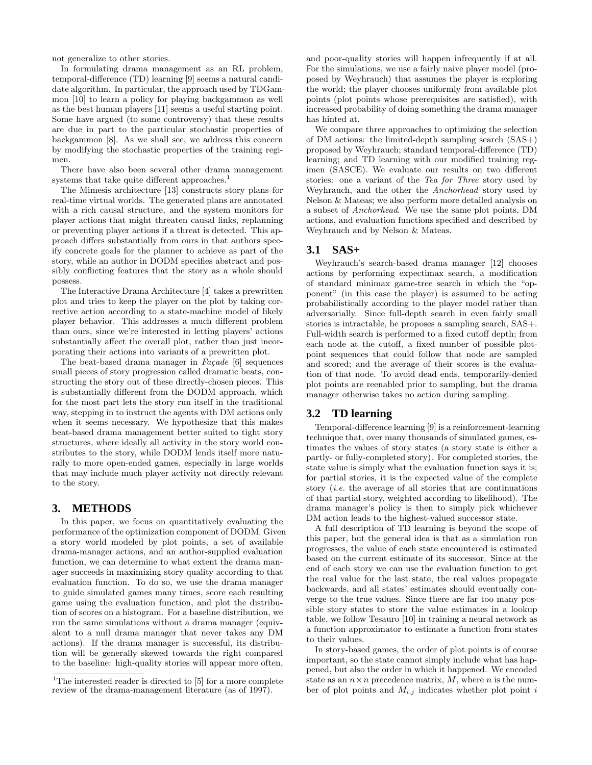not generalize to other stories.

In formulating drama management as an RL problem, temporal-difference (TD) learning [9] seems a natural candidate algorithm. In particular, the approach used by TDGammon [10] to learn a policy for playing backgammon as well as the best human players [11] seems a useful starting point. Some have argued (to some controversy) that these results are due in part to the particular stochastic properties of backgammon [8]. As we shall see, we address this concern by modifying the stochastic properties of the training regimen.

There have also been several other drama management systems that take quite different approaches.[1]

The Mimesis architecture [13] constructs story plans for real-time virtual worlds. The generated plans are annotated with a rich causal structure, and the system monitors for player actions that might threaten causal links, replanning or preventing player actions if a threat is detected. This approach differs substantially from ours in that authors specify concrete goals for the planner to achieve as part of the story, while an author in DODM specifies abstract and possibly conflicting features that the story as a whole should possess.

The Interactive Drama Architecture [4] takes a prewritten plot and tries to keep the player on the plot by taking corrective action according to a state-machine model of likely player behavior. This addresses a much different problem than ours, since we're interested in letting players' actions substantially affect the overall plot, rather than just incorporating their actions into variants of a prewritten plot.

The beat-based drama manager in *Façade* [6] sequences small pieces of story progression called dramatic beats, constructing the story out of these directly-chosen pieces. This is substantially different from the DODM approach, which for the most part lets the story run itself in the traditional way, stepping in to instruct the agents with DM actions only when it seems necessary. We hypothesize that this makes beat-based drama management better suited to tight story structures, where ideally all activity in the story world constributes to the story, while DODM lends itself more naturally to more open-ended games, especially in large worlds that may include much player activity not directly relevant to the story.

## 3. METHODS

In this paper, we focus on quantitatively evaluating the performance of the optimization component of DODM. Given a story world modeled by plot points, a set of available drama-manager actions, and an author-supplied evaluation function, we can determine to what extent the drama manager succeeds in maximizing story quality according to that evaluation function. To do so, we use the drama manager to guide simulated games many times, score each resulting game using the evaluation function, and plot the distribution of scores on a histogram. For a baseline distribution, we run the same simulations without a drama manager (equivalent to a null drama manager that never takes any DM actions). If the drama manager is successful, its distribution will be generally skewed towards the right compared to the baseline: high-quality stories will appear more often, and poor-quality stories will happen infrequently if at all. For the simulations, we use a fairly naive player model (proposed by Weyhrauch) that assumes the player is exploring the world; the player chooses uniformly from available plot points (plot points whose prerequisites are satisfied), with increased probability of doing something the drama manager has hinted at.

We compare three approaches to optimizing the selection of DM actions: the limited-depth sampling search (SAS+) proposed by Weyhrauch; standard temporal-difference (TD) learning; and TD learning with our modified training regimen (SASCE). We evaluate our results on two different stories: one a variant of the *Tea for Three* story used by Weyhrauch, and the other the *Anchorhead* story used by Nelson & Mateas; we also perform more detailed analysis on a subset of *Anchorhead*. We use the same plot points, DM actions, and evaluation functions specified and described by Weyhrauch and by Nelson & Mateas.

### 3.1 SAS+

Weyhrauch's search-based drama manager [12] chooses actions by performing expectimax search, a modification of standard minimax game-tree search in which the "opponent" (in this case the player) is assumed to be acting probabilistically according to the player model rather than adversarially. Since full-depth search in even fairly small stories is intractable, he proposes a sampling search, SAS+. Full-width search is performed to a fixed cutoff depth; from each node at the cutoff, a fixed number of possible plot-point sequences that could follow that node are sampled and scored; and the average of their scores is the evaluation of that node. To avoid dead ends, temporarily-denied plot points are reenabled prior to sampling, but the drama manager otherwise takes no action during sampling.

### 3.2 TD learning

Temporal-difference learning [9] is a reinforcement-learning technique that, over many thousands of simulated games, estimates the values of story states (a story state is either a partly- or fully-completed story). For completed stories, the state value is simply what the evaluation function says it is; for partial stories, it is the expected value of the complete story (*i.e.* the average of all stories that are continuations of that partial story, weighted according to likelihood). The drama manager's policy is then to simply pick whichever DM action leads to the highest-valued successor state.

A full description of TD learning is beyond the scope of this paper, but the general idea is that as a simulation run progresses, the value of each state encountered is estimated based on the current estimate of its successor. Since at the end of each story we can use the evaluation function to get the real value for the last state, the real values propagate backwards, and all states' estimates should eventually converge to the true values. Since there are far too many possible story states to store the value estimates in a lookup table, we follow Tesauro [10] in training a neural network as a function approximator to estimate a function from states to their values.

In story-based games, the order of plot points is of course important, so the state cannot simply include what has happened, but also the order in which it happened. We encoded state as an $n \times n$ precedence matrix, $M$, where $n$ is the number of plot points and $M_{i,j}$ indicates whether plot point $i$

[1] The interested reader is directed to [5] for a more complete review of the drama-management literature (as of 1997).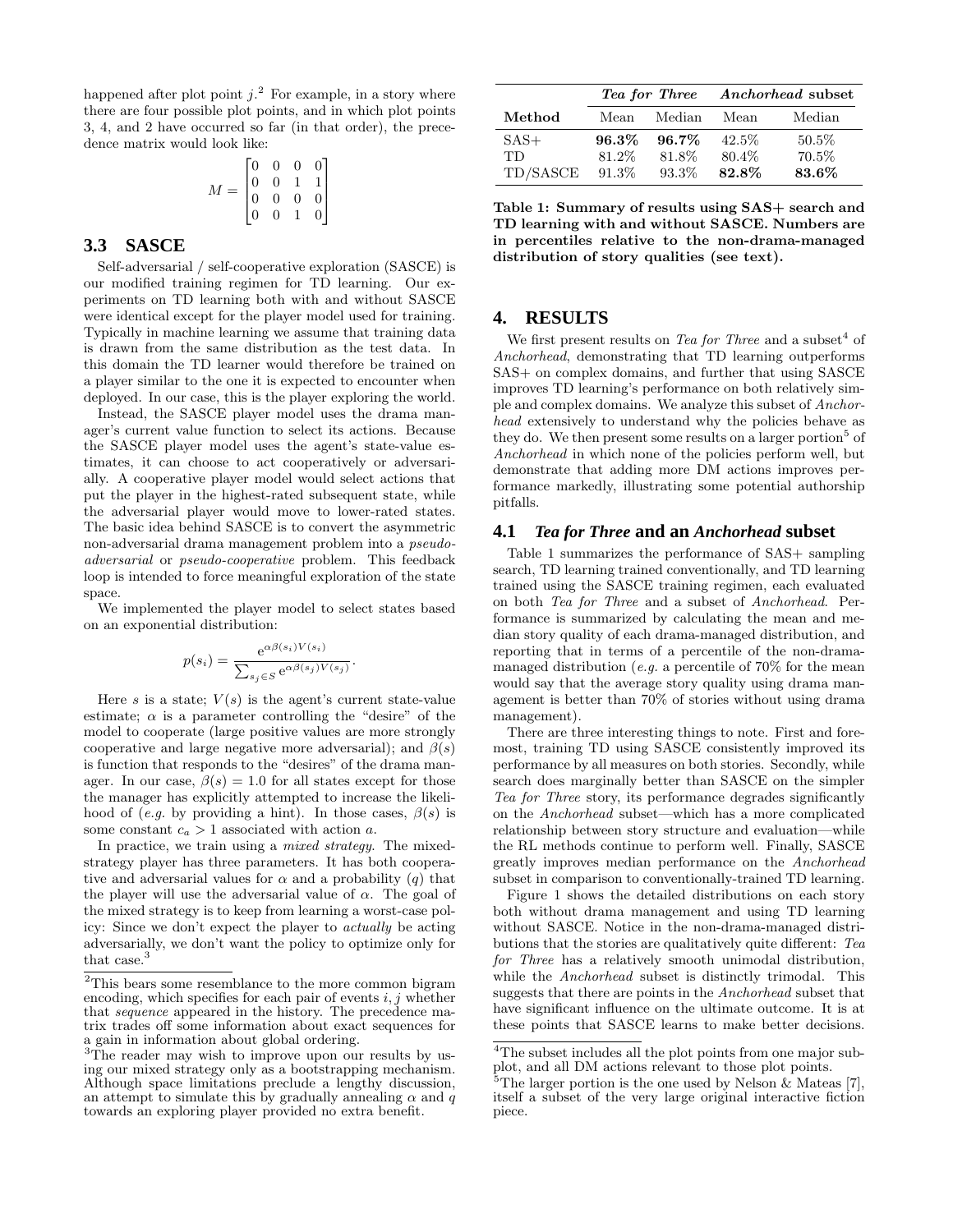happened after plot point $j$.[2] For example, in a story where there are four possible plot points, and in which plot points 3, 4, and 2 have occurred so far (in that order), the precedence matrix would look like:

$$M = \begin{bmatrix} 0 & 0 & 0 & 0 \\ 0 & 0 & 1 & 1 \\ 0 & 0 & 0 & 0 \\ 0 & 0 & 1 & 0 \end{bmatrix}$$

## 3.3 SASCE

Self-adversarial / self-cooperative exploration (SASCE) is our modified training regimen for TD learning. Our experiments on TD learning both with and without SASCE were identical except for the player model used for training. Typically in machine learning we assume that training data is drawn from the same distribution as the test data. In this domain the TD learner would therefore be trained on a player similar to the one it is expected to encounter when deployed. In our case, this is the player exploring the world.

Instead, the SASCE player model uses the drama manager's current value function to select its actions. Because the SASCE player model uses the agent's state-value estimates, it can choose to act cooperatively or adversarially. A cooperative player model would select actions that put the player in the highest-rated subsequent state, while the adversarial player would move to lower-rated states. The basic idea behind SASCE is to convert the asymmetric non-adversarial drama management problem into a *pseudo-adversarial* or *pseudo-cooperative* problem. This feedback loop is intended to force meaningful exploration of the state space.

We implemented the player model to select states based on an exponential distribution:

$$p(s_i) = \frac{e^{\alpha\beta(s_i)V(s_i)}}{\sum_{s_j \in S} e^{\alpha\beta(s_j)V(s_j)}}.$$

Here $s$ is a state; $V(s)$ is the agent's current state-value estimate; $\alpha$ is a parameter controlling the "desire" of the model to cooperate (large positive values are more strongly cooperative and large negative more adversarial); and $\beta(s)$ is function that responds to the "desires" of the drama manager. In our case, $\beta(s) = 1.0$ for all states except for those the manager has explicitly attempted to increase the likelihood of (*e.g.* by providing a hint). In those cases, $\beta(s)$ is some constant $c_a > 1$ associated with action $a$.

In practice, we train using a *mixed strategy*. The mixed-strategy player has three parameters. It has both cooperative and adversarial values for $\alpha$ and a probability ($q$) that the player will use the adversarial value of $\alpha$. The goal of the mixed strategy is to keep from learning a worst-case policy: Since we don't expect the player to *actually* be acting adversarially, we don't want the policy to optimize only for that case.[3]

[2] This bears some resemblance to the more common bigram encoding, which specifies for each pair of events $i, j$ whether that *sequence* appeared in the history. The precedence matrix trades off some information about exact sequences for a gain in information about global ordering.

[3] The reader may wish to improve upon our results by using our mixed strategy only as a bootstrapping mechanism. Although space limitations preclude a lengthy discussion, an attempt to simulate this by gradually annealing $\alpha$ and $q$ towards an exploring player provided no extra benefit.

| | *Tea for Three* | | *Anchorhead* subset | |
|---|---|---|---|---|
| **Method** | Mean | Median | Mean | Median |
| SAS+ | **96.3%** | **96.7%** | 42.5% | 50.5% |
| TD | 81.2% | 81.8% | 80.4% | 70.5% |
| TD/SASCE | 91.3% | 93.3% | **82.8%** | **83.6%** |

**Table 1: Summary of results using SAS+ search and TD learning with and without SASCE. Numbers are in percentiles relative to the non-drama-managed distribution of story qualities (see text).**

## 4. RESULTS

We first present results on *Tea for Three* and a subset[4] of *Anchorhead*, demonstrating that TD learning outperforms SAS+ on complex domains, and further that using SASCE improves TD learning's performance on both relatively simple and complex domains. We analyze this subset of *Anchorhead* extensively to understand why the policies behave as they do. We then present some results on a larger portion[5] of *Anchorhead* in which none of the policies perform well, but demonstrate that adding more DM actions improves performance markedly, illustrating some potential authorship pitfalls.

### 4.1 *Tea for Three* and an *Anchorhead* subset

Table 1 summarizes the performance of SAS+ sampling search, TD learning trained conventionally, and TD learning trained using the SASCE training regimen, each evaluated on both *Tea for Three* and a subset of *Anchorhead*. Performance is summarized by calculating the mean and median story quality of each drama-managed distribution, and reporting that in terms of a percentile of the non-drama-managed distribution (*e.g.* a percentile of 70% for the mean would say that the average story quality using drama management is better than 70% of stories without using drama management).

There are three interesting things to note. First and foremost, training TD using SASCE consistently improved its performance by all measures on both stories. Secondly, while search does marginally better than SASCE on the simpler *Tea for Three* story, its performance degrades significantly on the *Anchorhead* subset—which has a more complicated relationship between story structure and evaluation—while the RL methods continue to perform well. Finally, SASCE greatly improves median performance on the *Anchorhead* subset in comparison to conventionally-trained TD learning.

Figure 1 shows the detailed distributions on each story both without drama management and using TD learning without SASCE. Notice in the non-drama-managed distributions that the stories are qualitatively quite different: *Tea for Three* has a relatively smooth unimodal distribution, while the *Anchorhead* subset is distinctly trimodal. This suggests that there are points in the *Anchorhead* subset that have significant influence on the ultimate outcome. It is at these points that SASCE learns to make better decisions.

[4] The subset includes all the plot points from one major subplot, and all DM actions relevant to those plot points.

[5] The larger portion is the one used by Nelson & Mateas [7], itself a subset of the very large original interactive fiction piece.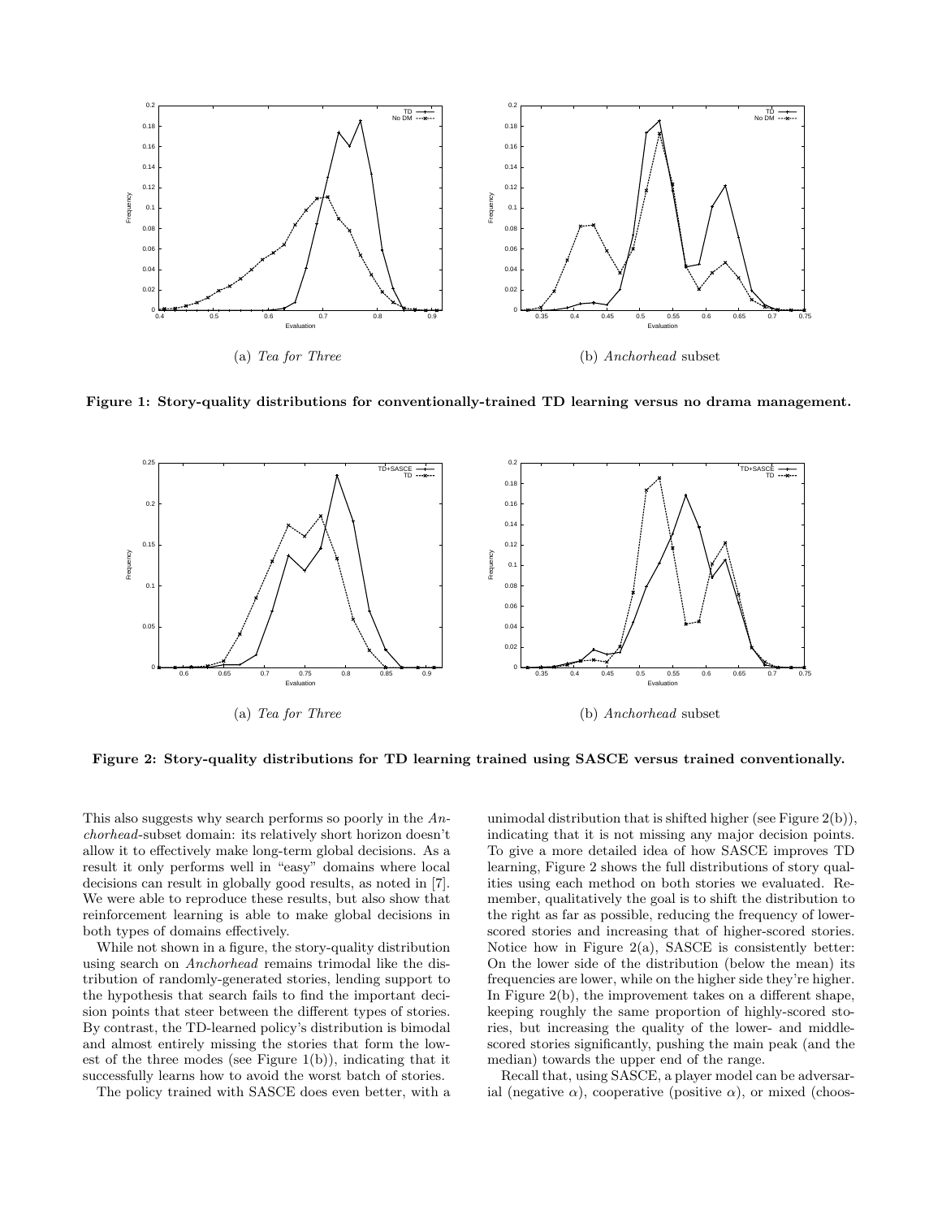(a) *Tea for Three*

(b) *Anchorhead* subset

**Figure 1: Story-quality distributions for conventionally-trained TD learning versus no drama management.**

(a) *Tea for Three*

(b) *Anchorhead* subset

**Figure 2: Story-quality distributions for TD learning trained using SASCE versus trained conventionally.**

This also suggests why search performs so poorly in the *Anchorhead*-subset domain: its relatively short horizon doesn't allow it to effectively make long-term global decisions. As a result it only performs well in "easy" domains where local decisions can result in globally good results, as noted in [7]. We were able to reproduce these results, but also show that reinforcement learning is able to make global decisions in both types of domains effectively.

While not shown in a figure, the story-quality distribution using search on *Anchorhead* remains trimodal like the distribution of randomly-generated stories, lending support to the hypothesis that search fails to find the important decision points that steer between the different types of stories. By contrast, the TD-learned policy's distribution is bimodal and almost entirely missing the stories that form the lowest of the three modes (see Figure 1(b)), indicating that it successfully learns how to avoid the worst batch of stories.

The policy trained with SASCE does even better, with a unimodal distribution that is shifted higher (see Figure 2(b)), indicating that it is not missing any major decision points. To give a more detailed idea of how SASCE improves TD learning, Figure 2 shows the full distributions of story qualities using each method on both stories we evaluated. Remember, qualitatively the goal is to shift the distribution to the right as far as possible, reducing the frequency of lower-scored stories and increasing that of higher-scored stories. Notice how in Figure 2(a), SASCE is consistently better: On the lower side of the distribution (below the mean) its frequencies are lower, while on the higher side they're higher. In Figure 2(b), the improvement takes on a different shape, keeping roughly the same proportion of highly-scored stories, but increasing the quality of the lower- and middle-scored stories significantly, pushing the main peak (and the median) towards the upper end of the range.

Recall that, using SASCE, a player model can be adversarial (negative $\alpha$), cooperative (positive $\alpha$), or mixed (choos-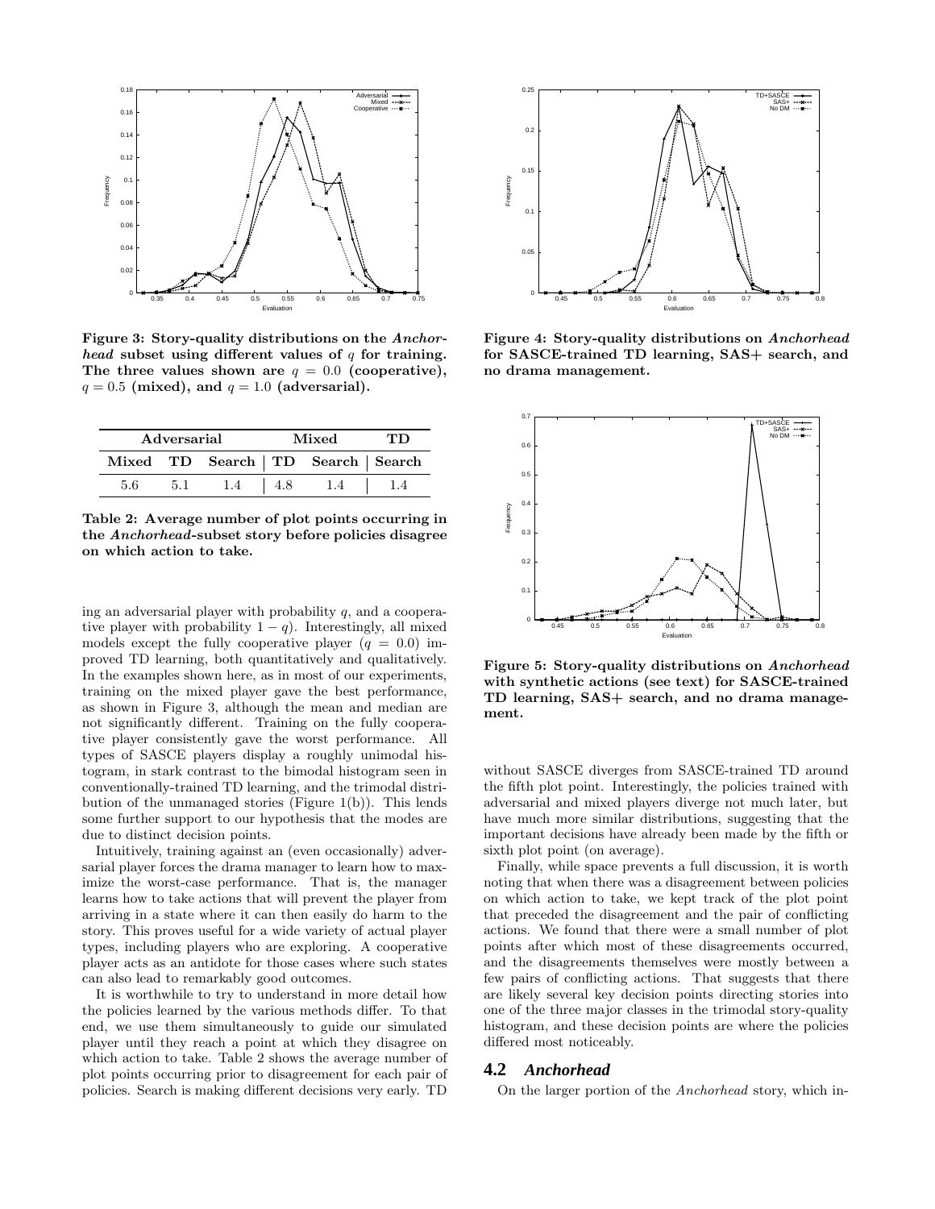Figure 3: Story-quality distributions on the *Anchorhead* subset using different values of $q$ for training. The three values shown are $q = 0.0$ (cooperative), $q = 0.5$ (mixed), and $q = 1.0$ (adversarial).

| Adversarial | | | Mixed | | TD |
|---|---|---|---|---|---|
| Mixed | TD | Search | TD | Search | Search |
| 5.6 | 5.1 | 1.4 | 4.8 | 1.4 | 1.4 |

**Table 2: Average number of plot points occurring in the *Anchorhead*-subset story before policies disagree on which action to take.**

ing an adversarial player with probability $q$, and a cooperative player with probability $1 - q$). Interestingly, all mixed models except the fully cooperative player ($q = 0.0$) improved TD learning, both quantitatively and qualitatively. In the examples shown here, as in most of our experiments, training on the mixed player gave the best performance, as shown in Figure 3, although the mean and median are not significantly different. Training on the fully cooperative player consistently gave the worst performance. All types of SASCE players display a roughly unimodal histogram, in stark contrast to the bimodal histogram seen in conventionally-trained TD learning, and the trimodal distribution of the unmanaged stories (Figure 1(b)). This lends some further support to our hypothesis that the modes are due to distinct decision points.

Intuitively, training against an (even occasionally) adversarial player forces the drama manager to learn how to maximize the worst-case performance. That is, the manager learns how to take actions that will prevent the player from arriving in a state where it can then easily do harm to the story. This proves useful for a wide variety of actual player types, including players who are exploring. A cooperative player acts as an antidote for those cases where such states can also lead to remarkably good outcomes.

It is worthwhile to try to understand in more detail how the policies learned by the various methods differ. To that end, we use them simultaneously to guide our simulated player until they reach a point at which they disagree on which action to take. Table 2 shows the average number of plot points occurring prior to disagreement for each pair of policies. Search is making different decisions very early. TD without SASCE diverges from SASCE-trained TD around the fifth plot point. Interestingly, the policies trained with adversarial and mixed players diverge not much later, but have much more similar distributions, suggesting that the important decisions have already been made by the fifth or sixth plot point (on average).

Finally, while space prevents a full discussion, it is worth noting that when there was a disagreement between policies on which action to take, we kept track of the plot point that preceded the disagreement and the pair of conflicting actions. We found that there were a small number of plot points after which most of these disagreements occurred, and the disagreements themselves were mostly between a few pairs of conflicting actions. That suggests that there are likely several key decision points directing stories into one of the three major classes in the trimodal story-quality histogram, and these decision points are where the policies differed most noticeably.

Figure 4: Story-quality distributions on *Anchorhead* for SASCE-trained TD learning, SAS+ search, and no drama management.

Figure 5: Story-quality distributions on *Anchorhead* with synthetic actions (see text) for SASCE-trained TD learning, SAS+ search, and no drama management.

## 4.2 *Anchorhead*

On the larger portion of the *Anchorhead* story, which in-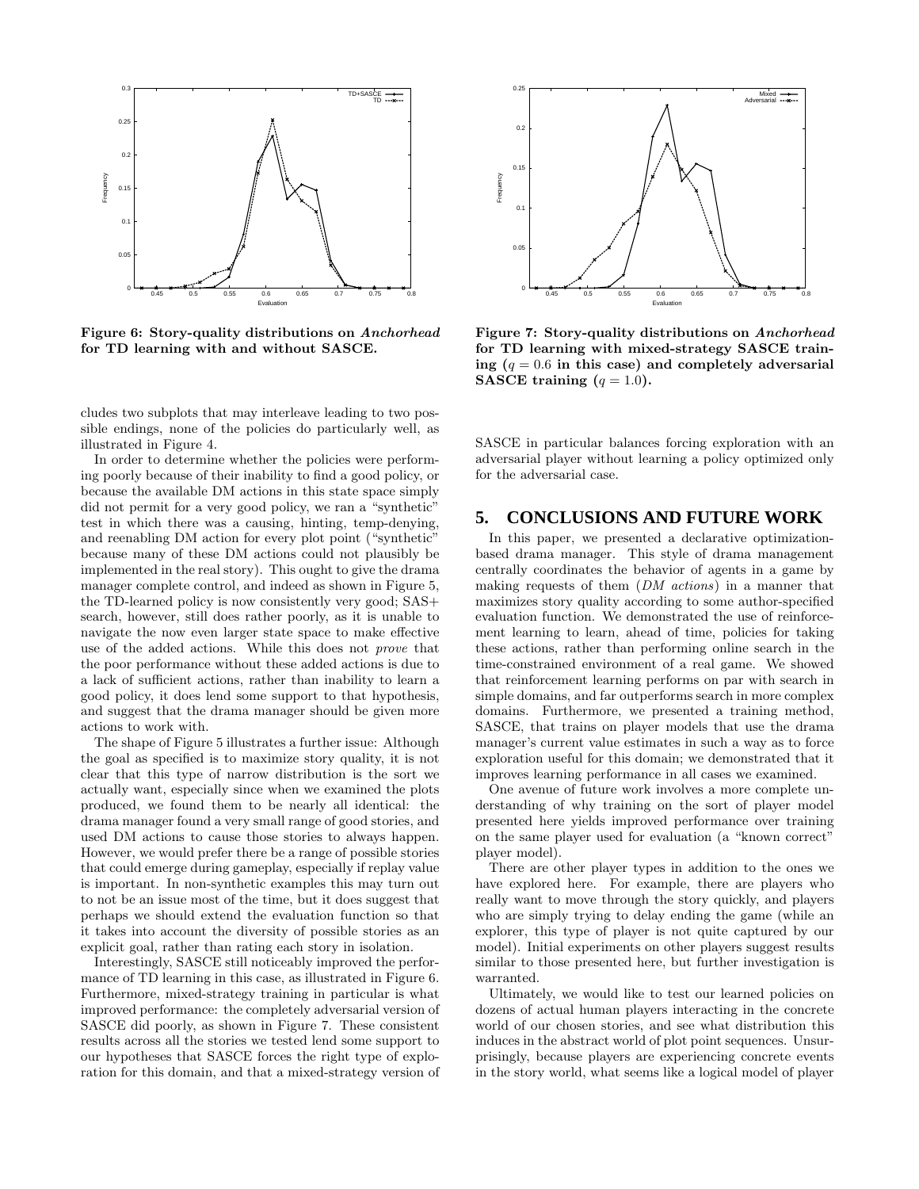0.3
0.25
0.2
0.15
0.1
0.05
0
Frequency
0.45 0.5 0.55 0.6 0.65 0.7 0.75 0.8
Evaluation
TD+SASCE
TD

**Figure 6: Story-quality distributions on *Anchorhead* for TD learning with and without SASCE.**

0.25
0.2
0.15
0.1
0.05
0
Frequency
0.45 0.5 0.55 0.6 0.65 0.7 0.75 0.8
Evaluation
Mixed
Adversarial

**Figure 7: Story-quality distributions on *Anchorhead* for TD learning with mixed-strategy SASCE training ($q = 0.6$ in this case) and completely adversarial SASCE training ($q = 1.0$).**

cludes two subplots that may interleave leading to two possible endings, none of the policies do particularly well, as illustrated in Figure 4.

In order to determine whether the policies were performing poorly because of their inability to find a good policy, or because the available DM actions in this state space simply did not permit for a very good policy, we ran a "synthetic" test in which there was a causing, hinting, temp-denying, and reenabling DM action for every plot point ("synthetic" because many of these DM actions could not plausibly be implemented in the real story). This ought to give the drama manager complete control, and indeed as shown in Figure 5, the TD-learned policy is now consistently very good; SAS+ search, however, still does rather poorly, as it is unable to navigate the now even larger state space to make effective use of the added actions. While this does not *prove* that the poor performance without these added actions is due to a lack of sufficient actions, rather than inability to learn a good policy, it does lend some support to that hypothesis, and suggest that the drama manager should be given more actions to work with.

The shape of Figure 5 illustrates a further issue: Although the goal as specified is to maximize story quality, it is not clear that this type of narrow distribution is the sort we actually want, especially since when we examined the plots produced, we found them to be nearly all identical: the drama manager found a very small range of good stories, and used DM actions to cause those stories to always happen. However, we would prefer there be a range of possible stories that could emerge during gameplay, especially if replay value is important. In non-synthetic examples this may turn out to not be an issue most of the time, but it does suggest that perhaps we should extend the evaluation function so that it takes into account the diversity of possible stories as an explicit goal, rather than rating each story in isolation.

Interestingly, SASCE still noticeably improved the performance of TD learning in this case, as illustrated in Figure 6. Furthermore, mixed-strategy training in particular is what improved performance: the completely adversarial version of SASCE did poorly, as shown in Figure 7. These consistent results across all the stories we tested lend some support to our hypotheses that SASCE forces the right type of exploration for this domain, and that a mixed-strategy version of SASCE in particular balances forcing exploration with an adversarial player without learning a policy optimized only for the adversarial case.

## 5. CONCLUSIONS AND FUTURE WORK

In this paper, we presented a declarative optimization-based drama manager. This style of drama management centrally coordinates the behavior of agents in a game by making requests of them (*DM actions*) in a manner that maximizes story quality according to some author-specified evaluation function. We demonstrated the use of reinforcement learning to learn, ahead of time, policies for taking these actions, rather than performing online search in the time-constrained environment of a real game. We showed that reinforcement learning performs on par with search in simple domains, and far outperforms search in more complex domains. Furthermore, we presented a training method, SASCE, that trains on player models that use the drama manager's current value estimates in such a way as to force exploration useful for this domain; we demonstrated that it improves learning performance in all cases we examined.

One avenue of future work involves a more complete understanding of why training on the sort of player model presented here yields improved performance over training on the same player used for evaluation (a "known correct" player model).

There are other player types in addition to the ones we have explored here. For example, there are players who really want to move through the story quickly, and players who are simply trying to delay ending the game (while an explorer, this type of player is not quite captured by our model). Initial experiments on other players suggest results similar to those presented here, but further investigation is warranted.

Ultimately, we would like to test our learned policies on dozens of actual human players interacting in the concrete world of our chosen stories, and see what distribution this induces in the abstract world of plot point sequences. Unsurprisingly, because players are experiencing concrete events in the story world, what seems like a logical model of player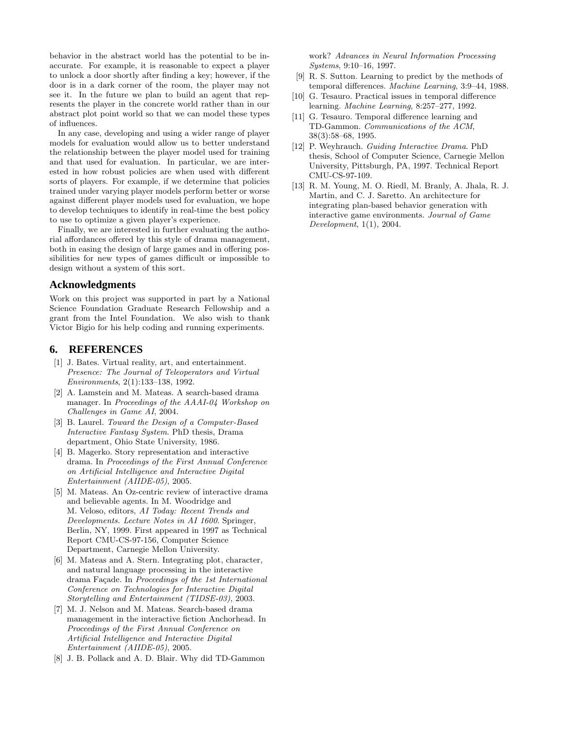behavior in the abstract world has the potential to be inaccurate. For example, it is reasonable to expect a player to unlock a door shortly after finding a key; however, if the door is in a dark corner of the room, the player may not see it. In the future we plan to build an agent that represents the player in the concrete world rather than in our abstract plot point world so that we can model these types of influences.

In any case, developing and using a wider range of player models for evaluation would allow us to better understand the relationship between the player model used for training and that used for evaluation. In particular, we are interested in how robust policies are when used with different sorts of players. For example, if we determine that policies trained under varying player models perform better or worse against different player models used for evaluation, we hope to develop techniques to identify in real-time the best policy to use to optimize a given player's experience.

Finally, we are interested in further evaluating the authorial affordances offered by this style of drama management, both in easing the design of large games and in offering possibilities for new types of games difficult or impossible to design without a system of this sort.

## Acknowledgments

Work on this project was supported in part by a National Science Foundation Graduate Research Fellowship and a grant from the Intel Foundation. We also wish to thank Victor Bigio for his help coding and running experiments.

## 6. REFERENCES

[1] J. Bates. Virtual reality, art, and entertainment. *Presence: The Journal of Teleoperators and Virtual Environments*, 2(1):133–138, 1992.

[2] A. Lamstein and M. Mateas. A search-based drama manager. In *Proceedings of the AAAI-04 Workshop on Challenges in Game AI*, 2004.

[3] B. Laurel. *Toward the Design of a Computer-Based Interactive Fantasy System*. PhD thesis, Drama department, Ohio State University, 1986.

[4] B. Magerko. Story representation and interactive drama. In *Proceedings of the First Annual Conference on Artificial Intelligence and Interactive Digital Entertainment (AIIDE-05)*, 2005.

[5] M. Mateas. An Oz-centric review of interactive drama and believable agents. In M. Woodridge and M. Veloso, editors, *AI Today: Recent Trends and Developments. Lecture Notes in AI 1600*. Springer, Berlin, NY, 1999. First appeared in 1997 as Technical Report CMU-CS-97-156, Computer Science Department, Carnegie Mellon University.

[6] M. Mateas and A. Stern. Integrating plot, character, and natural language processing in the interactive drama Façade. In *Proceedings of the 1st International Conference on Technologies for Interactive Digital Storytelling and Entertainment (TIDSE-03)*, 2003.

[7] M. J. Nelson and M. Mateas. Search-based drama management in the interactive fiction Anchorhead. In *Proceedings of the First Annual Conference on Artificial Intelligence and Interactive Digital Entertainment (AIIDE-05)*, 2005.

[8] J. B. Pollack and A. D. Blair. Why did TD-Gammon work? *Advances in Neural Information Processing Systems*, 9:10–16, 1997.

[9] R. S. Sutton. Learning to predict by the methods of temporal differences. *Machine Learning*, 3:9–44, 1988.

[10] G. Tesauro. Practical issues in temporal difference learning. *Machine Learning*, 8:257–277, 1992.

[11] G. Tesauro. Temporal difference learning and TD-Gammon. *Communications of the ACM*, 38(3):58–68, 1995.

[12] P. Weyhrauch. *Guiding Interactive Drama*. PhD thesis, School of Computer Science, Carnegie Mellon University, Pittsburgh, PA, 1997. Technical Report CMU-CS-97-109.

[13] R. M. Young, M. O. Riedl, M. Branly, A. Jhala, R. J. Martin, and C. J. Saretto. An architecture for integrating plan-based behavior generation with interactive game environments. *Journal of Game Development*, 1(1), 2004.